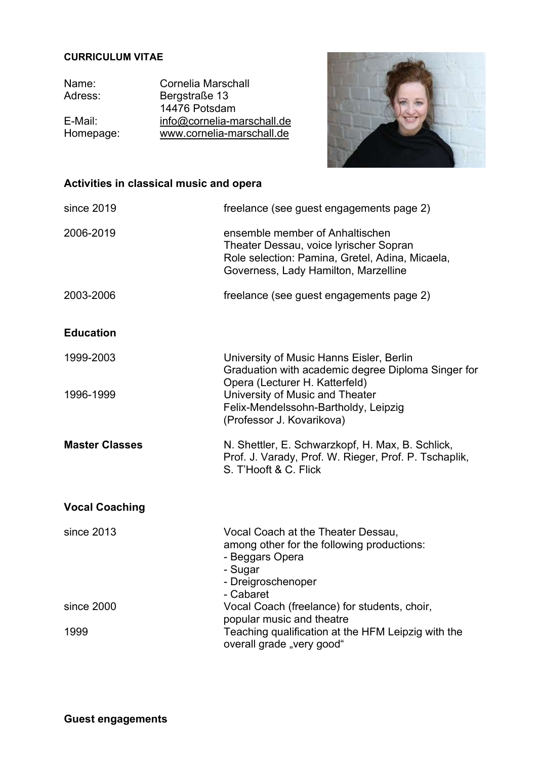**CURRICULUM VITAE**

Name: Cornelia Marschall
Adress: Bergstraße 13
14476 Potsdam
E-Mail: info@cornelia-marschall.de
Homepage: www.cornelia-marschall.de

## Activities in classical music and opera

| | |
|---|---|
| since 2019 | freelance (see guest engagements page 2) |
| 2006-2019 | ensemble member of Anhaltischen Theater Dessau, voice lyrischer Sopran<br>Role selection: Pamina, Gretel, Adina, Micaela, Governess, Lady Hamilton, Marzelline |
| 2003-2006 | freelance (see guest engagements page 2) |

## Education

| | |
|---|---|
| 1999-2003 | University of Music Hanns Eisler, Berlin<br>Graduation with academic degree Diploma Singer for Opera (Lecturer H. Katterfeld) |
| 1996-1999 | University of Music and Theater<br>Felix-Mendelssohn-Bartholdy, Leipzig<br>(Professor J. Kovarikova) |

**Master Classes** N. Shettler, E. Schwarzkopf, H. Max, B. Schlick, Prof. J. Varady, Prof. W. Rieger, Prof. P. Tschaplik, S. T'Hooft & C. Flick

## Vocal Coaching

| | |
|---|---|
| since 2013 | Vocal Coach at the Theater Dessau,<br>among other for the following productions:<br>- Beggars Opera<br>- Sugar<br>- Dreigroschenoper<br>- Cabaret |
| since 2000 | Vocal Coach (freelance) for students, choir, popular music and theatre |
| 1999 | Teaching qualification at the HFM Leipzig with the overall grade „very good“ |

## Guest engagements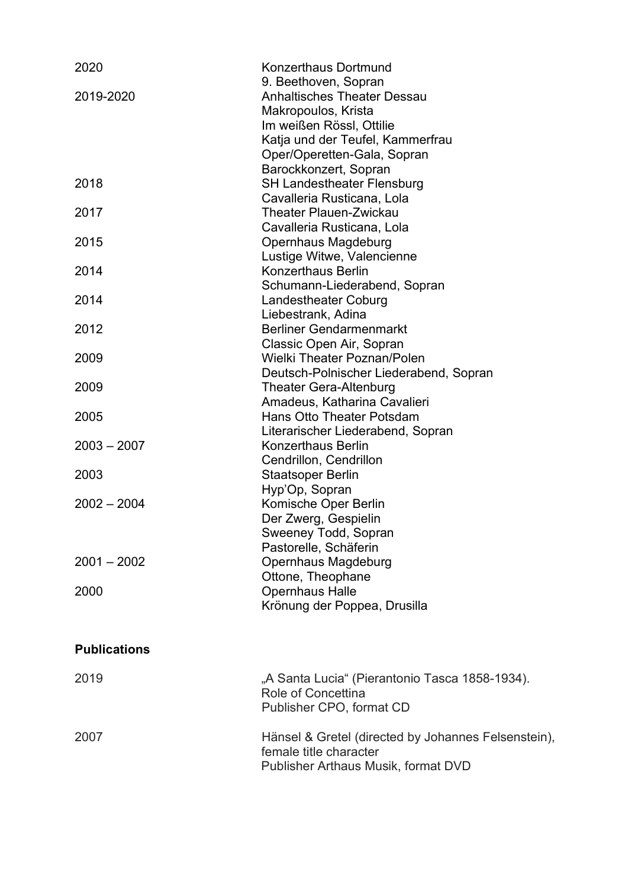| | |
|---|---|
| 2020 | Konzerthaus Dortmund<br>9. Beethoven, Sopran |
| 2019-2020 | Anhaltisches Theater Dessau<br>Makropoulos, Krista<br>Im weißen Rössl, Ottilie<br>Katja und der Teufel, Kammerfrau<br>Oper/Operetten-Gala, Sopran<br>Barockkonzert, Sopran |
| 2018 | SH Landestheater Flensburg<br>Cavalleria Rusticana, Lola |
| 2017 | Theater Plauen-Zwickau<br>Cavalleria Rusticana, Lola |
| 2015 | Opernhaus Magdeburg<br>Lustige Witwe, Valencienne |
| 2014 | Konzerthaus Berlin<br>Schumann-Liederabend, Sopran |
| 2014 | Landestheater Coburg<br>Liebestrank, Adina |
| 2012 | Berliner Gendarmenmarkt<br>Classic Open Air, Sopran |
| 2009 | Wielki Theater Poznan/Polen<br>Deutsch-Polnischer Liederabend, Sopran |
| 2009 | Theater Gera-Altenburg<br>Amadeus, Katharina Cavalieri |
| 2005 | Hans Otto Theater Potsdam<br>Literarischer Liederabend, Sopran |
| 2003 – 2007 | Konzerthaus Berlin<br>Cendrillon, Cendrillon |
| 2003 | Staatsoper Berlin<br>Hyp'Op, Sopran |
| 2002 – 2004 | Komische Oper Berlin<br>Der Zwerg, Gespielin<br>Sweeney Todd, Sopran<br>Pastorelle, Schäferin |
| 2001 – 2002 | Opernhaus Magdeburg<br>Ottone, Theophane |
| 2000 | Opernhaus Halle<br>Krönung der Poppea, Drusilla |

## Publications

| | |
|---|---|
| 2019 | „A Santa Lucia" (Pierantonio Tasca 1858-1934).<br>Role of Concettina<br>Publisher CPO, format CD |
| 2007 | Hänsel & Gretel (directed by Johannes Felsenstein), female title character<br>Publisher Arthaus Musik, format DVD |